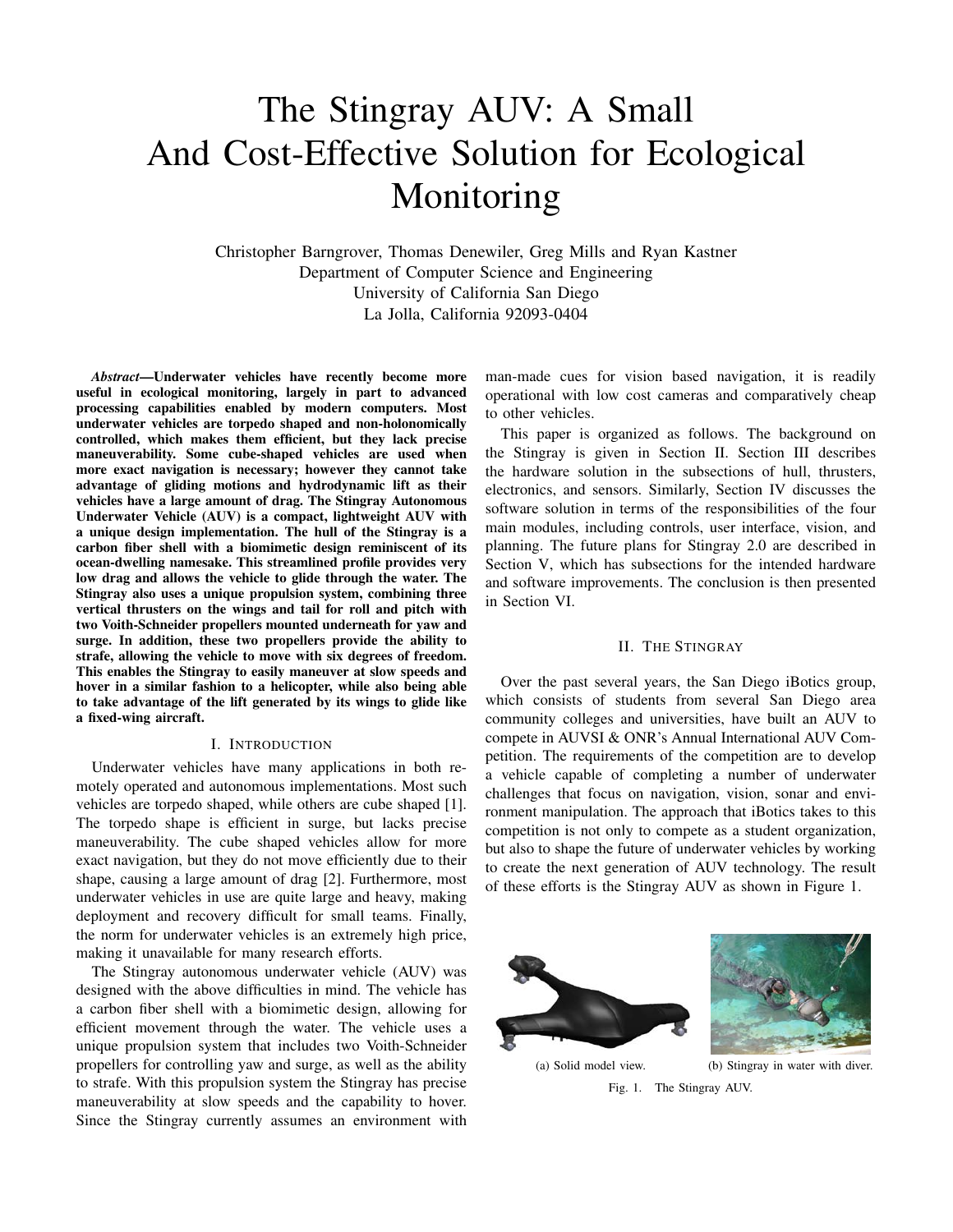# The Stingray AUV: A Small And Cost-Effective Solution for Ecological Monitoring

Christopher Barngrover, Thomas Denewiler, Greg Mills and Ryan Kastner
Department of Computer Science and Engineering
University of California San Diego
La Jolla, California 92093-0404

***Abstract*—Underwater vehicles have recently become more useful in ecological monitoring, largely in part to advanced processing capabilities enabled by modern computers. Most underwater vehicles are torpedo shaped and non-holonomically controlled, which makes them efficient, but they lack precise maneuverability. Some cube-shaped vehicles are used when more exact navigation is necessary; however they cannot take advantage of gliding motions and hydrodynamic lift as their vehicles have a large amount of drag. The Stingray Autonomous Underwater Vehicle (AUV) is a compact, lightweight AUV with a unique design implementation. The hull of the Stingray is a carbon fiber shell with a biomimetic design reminiscent of its ocean-dwelling namesake. This streamlined profile provides very low drag and allows the vehicle to glide through the water. The Stingray also uses a unique propulsion system, combining three vertical thrusters on the wings and tail for roll and pitch with two Voith-Schneider propellers mounted underneath for yaw and surge. In addition, these two propellers provide the ability to strafe, allowing the vehicle to move with six degrees of freedom. This enables the Stingray to easily maneuver at slow speeds and hover in a similar fashion to a helicopter, while also being able to take advantage of the lift generated by its wings to glide like a fixed-wing aircraft.**

## I. Introduction

Underwater vehicles have many applications in both remotely operated and autonomous implementations. Most such vehicles are torpedo shaped, while others are cube shaped [1]. The torpedo shape is efficient in surge, but lacks precise maneuverability. The cube shaped vehicles allow for more exact navigation, but they do not move efficiently due to their shape, causing a large amount of drag [2]. Furthermore, most underwater vehicles in use are quite large and heavy, making deployment and recovery difficult for small teams. Finally, the norm for underwater vehicles is an extremely high price, making it unavailable for many research efforts.

The Stingray autonomous underwater vehicle (AUV) was designed with the above difficulties in mind. The vehicle has a carbon fiber shell with a biomimetic design, allowing for efficient movement through the water. The vehicle uses a unique propulsion system that includes two Voith-Schneider propellers for controlling yaw and surge, as well as the ability to strafe. With this propulsion system the Stingray has precise maneuverability at slow speeds and the capability to hover. Since the Stingray currently assumes an environment with man-made cues for vision based navigation, it is readily operational with low cost cameras and comparatively cheap to other vehicles.

This paper is organized as follows. The background on the Stingray is given in Section II. Section III describes the hardware solution in the subsections of hull, thrusters, electronics, and sensors. Similarly, Section IV discusses the software solution in terms of the responsibilities of the four main modules, including controls, user interface, vision, and planning. The future plans for Stingray 2.0 are described in Section V, which has subsections for the intended hardware and software improvements. The conclusion is then presented in Section VI.

## II. The Stingray

Over the past several years, the San Diego iBotics group, which consists of students from several San Diego area community colleges and universities, have built an AUV to compete in AUVSI & ONR's Annual International AUV Competition. The requirements of the competition are to develop a vehicle capable of completing a number of underwater challenges that focus on navigation, vision, sonar and environment manipulation. The approach that iBotics takes to this competition is not only to compete as a student organization, but also to shape the future of underwater vehicles by working to create the next generation of AUV technology. The result of these efforts is the Stingray AUV as shown in Figure 1.

(a) Solid model view. (b) Stingray in water with diver.

Fig. 1. The Stingray AUV.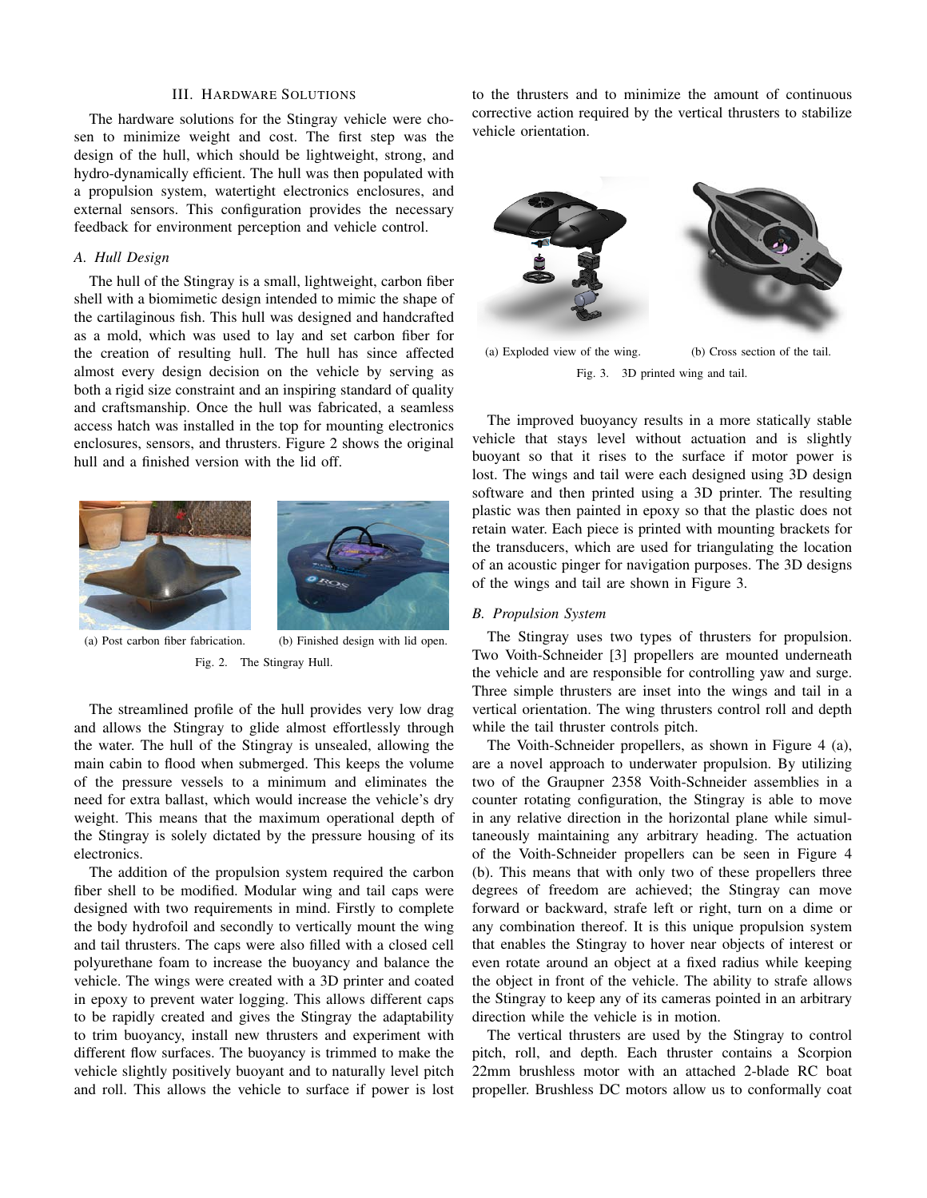## III. Hardware Solutions

The hardware solutions for the Stingray vehicle were chosen to minimize weight and cost. The first step was the design of the hull, which should be lightweight, strong, and hydro-dynamically efficient. The hull was then populated with a propulsion system, watertight electronics enclosures, and external sensors. This configuration provides the necessary feedback for environment perception and vehicle control.

### *A. Hull Design*

The hull of the Stingray is a small, lightweight, carbon fiber shell with a biomimetic design intended to mimic the shape of the cartilaginous fish. This hull was designed and handcrafted as a mold, which was used to lay and set carbon fiber for the creation of resulting hull. The hull has since affected almost every design decision on the vehicle by serving as both a rigid size constraint and an inspiring standard of quality and craftsmanship. Once the hull was fabricated, a seamless access hatch was installed in the top for mounting electronics enclosures, sensors, and thrusters. Figure 2 shows the original hull and a finished version with the lid off.

(a) Post carbon fiber fabrication. (b) Finished design with lid open.

Fig. 2. The Stingray Hull.

The streamlined profile of the hull provides very low drag and allows the Stingray to glide almost effortlessly through the water. The hull of the Stingray is unsealed, allowing the main cabin to flood when submerged. This keeps the volume of the pressure vessels to a minimum and eliminates the need for extra ballast, which would increase the vehicle's dry weight. This means that the maximum operational depth of the Stingray is solely dictated by the pressure housing of its electronics.

The addition of the propulsion system required the carbon fiber shell to be modified. Modular wing and tail caps were designed with two requirements in mind. Firstly to complete the body hydrofoil and secondly to vertically mount the wing and tail thrusters. The caps were also filled with a closed cell polyurethane foam to increase the buoyancy and balance the vehicle. The wings were created with a 3D printer and coated in epoxy to prevent water logging. This allows different caps to be rapidly created and gives the Stingray the adaptability to trim buoyancy, install new thrusters and experiment with different flow surfaces. The buoyancy is trimmed to make the vehicle slightly positively buoyant and to naturally level pitch and roll. This allows the vehicle to surface if power is lost to the thrusters and to minimize the amount of continuous corrective action required by the vertical thrusters to stabilize vehicle orientation.

(a) Exploded view of the wing. (b) Cross section of the tail.

Fig. 3. 3D printed wing and tail.

The improved buoyancy results in a more statically stable vehicle that stays level without actuation and is slightly buoyant so that it rises to the surface if motor power is lost. The wings and tail were each designed using 3D design software and then printed using a 3D printer. The resulting plastic was then painted in epoxy so that the plastic does not retain water. Each piece is printed with mounting brackets for the transducers, which are used for triangulating the location of an acoustic pinger for navigation purposes. The 3D designs of the wings and tail are shown in Figure 3.

### *B. Propulsion System*

The Stingray uses two types of thrusters for propulsion. Two Voith-Schneider [3] propellers are mounted underneath the vehicle and are responsible for controlling yaw and surge. Three simple thrusters are inset into the wings and tail in a vertical orientation. The wing thrusters control roll and depth while the tail thruster controls pitch.

The Voith-Schneider propellers, as shown in Figure 4 (a), are a novel approach to underwater propulsion. By utilizing two of the Graupner 2358 Voith-Schneider assemblies in a counter rotating configuration, the Stingray is able to move in any relative direction in the horizontal plane while simultaneously maintaining any arbitrary heading. The actuation of the Voith-Schneider propellers can be seen in Figure 4 (b). This means that with only two of these propellers three degrees of freedom are achieved; the Stingray can move forward or backward, strafe left or right, turn on a dime or any combination thereof. It is this unique propulsion system that enables the Stingray to hover near objects of interest or even rotate around an object at a fixed radius while keeping the object in front of the vehicle. The ability to strafe allows the Stingray to keep any of its cameras pointed in an arbitrary direction while the vehicle is in motion.

The vertical thrusters are used by the Stingray to control pitch, roll, and depth. Each thruster contains a Scorpion 22mm brushless motor with an attached 2-blade RC boat propeller. Brushless DC motors allow us to conformally coat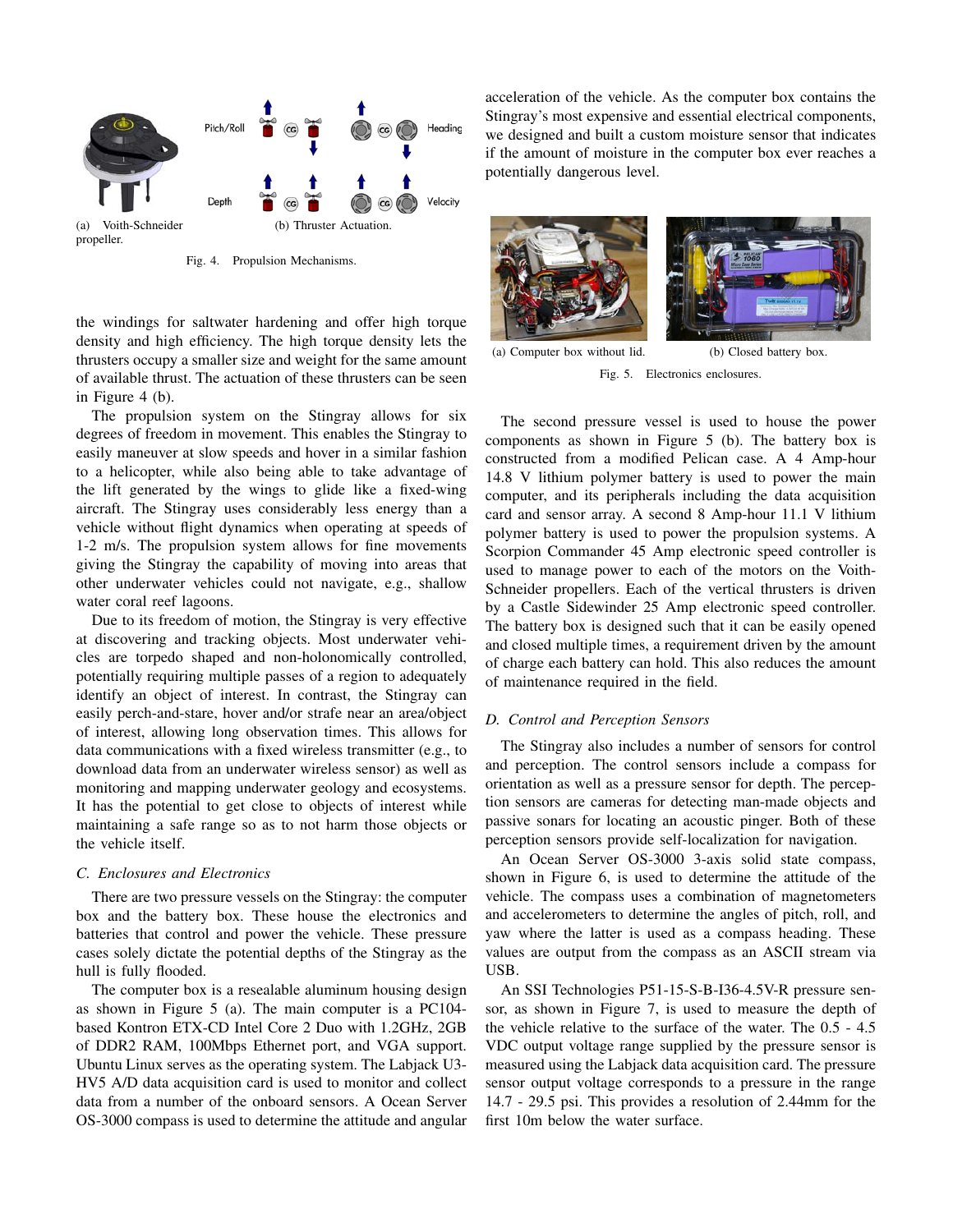(a) Voith-Schneider propeller.

(b) Thruster Actuation.

Fig. 4. Propulsion Mechanisms.

the windings for saltwater hardening and offer high torque density and high efficiency. The high torque density lets the thrusters occupy a smaller size and weight for the same amount of available thrust. The actuation of these thrusters can be seen in Figure 4 (b).

The propulsion system on the Stingray allows for six degrees of freedom in movement. This enables the Stingray to easily maneuver at slow speeds and hover in a similar fashion to a helicopter, while also being able to take advantage of the lift generated by the wings to glide like a fixed-wing aircraft. The Stingray uses considerably less energy than a vehicle without flight dynamics when operating at speeds of 1-2 m/s. The propulsion system allows for fine movements giving the Stingray the capability of moving into areas that other underwater vehicles could not navigate, e.g., shallow water coral reef lagoons.

Due to its freedom of motion, the Stingray is very effective at discovering and tracking objects. Most underwater vehicles are torpedo shaped and non-holonomically controlled, potentially requiring multiple passes of a region to adequately identify an object of interest. In contrast, the Stingray can easily perch-and-stare, hover and/or strafe near an area/object of interest, allowing long observation times. This allows for data communications with a fixed wireless transmitter (e.g., to download data from an underwater wireless sensor) as well as monitoring and mapping underwater geology and ecosystems. It has the potential to get close to objects of interest while maintaining a safe range so as to not harm those objects or the vehicle itself.

### C. Enclosures and Electronics

There are two pressure vessels on the Stingray: the computer box and the battery box. These house the electronics and batteries that control and power the vehicle. These pressure cases solely dictate the potential depths of the Stingray as the hull is fully flooded.

The computer box is a resealable aluminum housing design as shown in Figure 5 (a). The main computer is a PC104-based Kontron ETX-CD Intel Core 2 Duo with 1.2GHz, 2GB of DDR2 RAM, 100Mbps Ethernet port, and VGA support. Ubuntu Linux serves as the operating system. The Labjack U3-HV5 A/D data acquisition card is used to monitor and collect data from a number of the onboard sensors. A Ocean Server OS-3000 compass is used to determine the attitude and angular acceleration of the vehicle. As the computer box contains the Stingray's most expensive and essential electrical components, we designed and built a custom moisture sensor that indicates if the amount of moisture in the computer box ever reaches a potentially dangerous level.

(a) Computer box without lid.

(b) Closed battery box.

Fig. 5. Electronics enclosures.

The second pressure vessel is used to house the power components as shown in Figure 5 (b). The battery box is constructed from a modified Pelican case. A 4 Amp-hour 14.8 V lithium polymer battery is used to power the main computer, and its peripherals including the data acquisition card and sensor array. A second 8 Amp-hour 11.1 V lithium polymer battery is used to power the propulsion systems. A Scorpion Commander 45 Amp electronic speed controller is used to manage power to each of the motors on the Voith-Schneider propellers. Each of the vertical thrusters is driven by a Castle Sidewinder 25 Amp electronic speed controller. The battery box is designed such that it can be easily opened and closed multiple times, a requirement driven by the amount of charge each battery can hold. This also reduces the amount of maintenance required in the field.

### D. Control and Perception Sensors

The Stingray also includes a number of sensors for control and perception. The control sensors include a compass for orientation as well as a pressure sensor for depth. The perception sensors are cameras for detecting man-made objects and passive sonars for locating an acoustic pinger. Both of these perception sensors provide self-localization for navigation.

An Ocean Server OS-3000 3-axis solid state compass, shown in Figure 6, is used to determine the attitude of the vehicle. The compass uses a combination of magnetometers and accelerometers to determine the angles of pitch, roll, and yaw where the latter is used as a compass heading. These values are output from the compass as an ASCII stream via USB.

An SSI Technologies P51-15-S-B-I36-4.5V-R pressure sensor, as shown in Figure 7, is used to measure the depth of the vehicle relative to the surface of the water. The 0.5 - 4.5 VDC output voltage range supplied by the pressure sensor is measured using the Labjack data acquisition card. The pressure sensor output voltage corresponds to a pressure in the range 14.7 - 29.5 psi. This provides a resolution of 2.44mm for the first 10m below the water surface.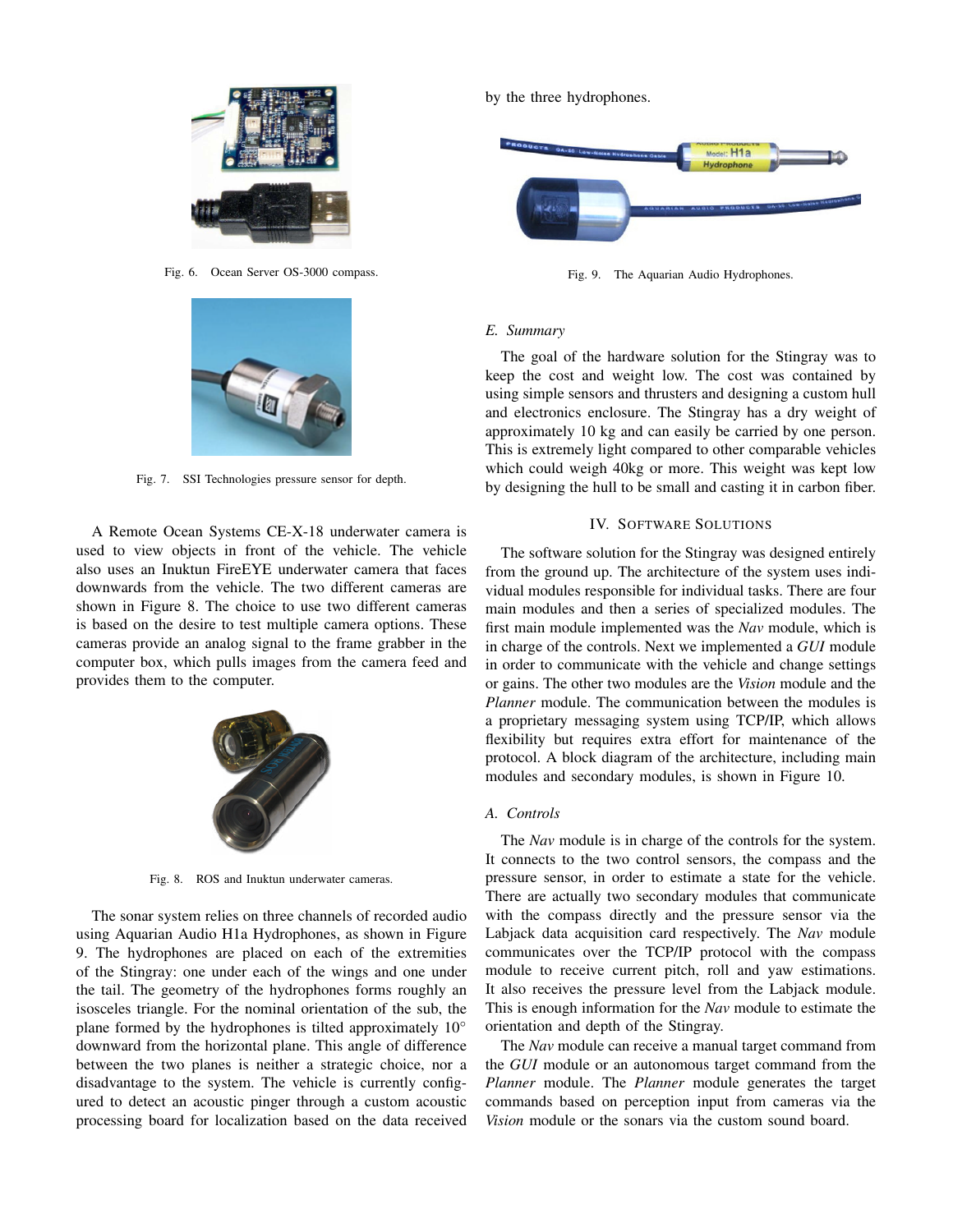Fig. 6. Ocean Server OS-3000 compass.

Fig. 7. SSI Technologies pressure sensor for depth.

A Remote Ocean Systems CE-X-18 underwater camera is used to view objects in front of the vehicle. The vehicle also uses an Inuktun FireEYE underwater camera that faces downwards from the vehicle. The two different cameras are shown in Figure 8. The choice to use two different cameras is based on the desire to test multiple camera options. These cameras provide an analog signal to the frame grabber in the computer box, which pulls images from the camera feed and provides them to the computer.

Fig. 8. ROS and Inuktun underwater cameras.

The sonar system relies on three channels of recorded audio using Aquarian Audio H1a Hydrophones, as shown in Figure 9. The hydrophones are placed on each of the extremities of the Stingray: one under each of the wings and one under the tail. The geometry of the hydrophones forms roughly an isosceles triangle. For the nominal orientation of the sub, the plane formed by the hydrophones is tilted approximately 10° downward from the horizontal plane. This angle of difference between the two planes is neither a strategic choice, nor a disadvantage to the system. The vehicle is currently configured to detect an acoustic pinger through a custom acoustic processing board for localization based on the data received by the three hydrophones.

Fig. 9. The Aquarian Audio Hydrophones.

### E. Summary

The goal of the hardware solution for the Stingray was to keep the cost and weight low. The cost was contained by using simple sensors and thrusters and designing a custom hull and electronics enclosure. The Stingray has a dry weight of approximately 10 kg and can easily be carried by one person. This is extremely light compared to other comparable vehicles which could weigh 40kg or more. This weight was kept low by designing the hull to be small and casting it in carbon fiber.

## IV. Software Solutions

The software solution for the Stingray was designed entirely from the ground up. The architecture of the system uses individual modules responsible for individual tasks. There are four main modules and then a series of specialized modules. The first main module implemented was the *Nav* module, which is in charge of the controls. Next we implemented a *GUI* module in order to communicate with the vehicle and change settings or gains. The other two modules are the *Vision* module and the *Planner* module. The communication between the modules is a proprietary messaging system using TCP/IP, which allows flexibility but requires extra effort for maintenance of the protocol. A block diagram of the architecture, including main modules and secondary modules, is shown in Figure 10.

### A. Controls

The *Nav* module is in charge of the controls for the system. It connects to the two control sensors, the compass and the pressure sensor, in order to estimate a state for the vehicle. There are actually two secondary modules that communicate with the compass directly and the pressure sensor via the Labjack data acquisition card respectively. The *Nav* module communicates over the TCP/IP protocol with the compass module to receive current pitch, roll and yaw estimations. It also receives the pressure level from the Labjack module. This is enough information for the *Nav* module to estimate the orientation and depth of the Stingray.

The *Nav* module can receive a manual target command from the *GUI* module or an autonomous target command from the *Planner* module. The *Planner* module generates the target commands based on perception input from cameras via the *Vision* module or the sonars via the custom sound board.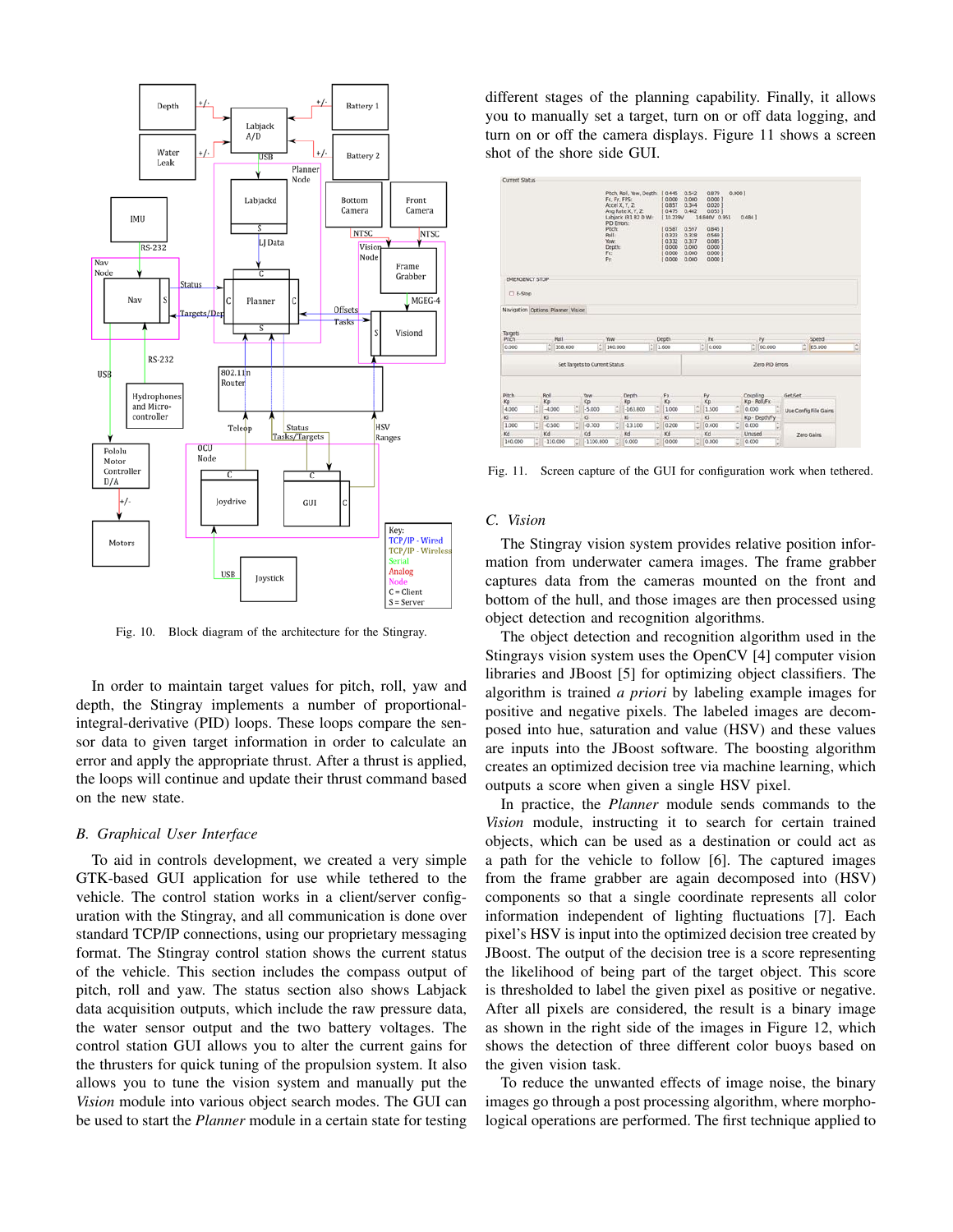Fig. 10. Block diagram of the architecture for the Stingray.

In order to maintain target values for pitch, roll, yaw and depth, the Stingray implements a number of proportional-integral-derivative (PID) loops. These loops compare the sensor data to given target information in order to calculate an error and apply the appropriate thrust. After a thrust is applied, the loops will continue and update their thrust command based on the new state.

### B. Graphical User Interface

To aid in controls development, we created a very simple GTK-based GUI application for use while tethered to the vehicle. The control station works in a client/server configuration with the Stingray, and all communication is done over standard TCP/IP connections, using our proprietary messaging format. The Stingray control station shows the current status of the vehicle. This section includes the compass output of pitch, roll and yaw. The status section also shows Labjack data acquisition outputs, which include the raw pressure data, the water sensor output and the two battery voltages. The control station GUI allows you to alter the current gains for the thrusters for quick tuning of the propulsion system. It also allows you to tune the vision system and manually put the *Vision* module into various object search modes. The GUI can be used to start the *Planner* module in a certain state for testing different stages of the planning capability. Finally, it allows you to manually set a target, turn on or off data logging, and turn on or off the camera displays. Figure 11 shows a screen shot of the shore side GUI.

Fig. 11. Screen capture of the GUI for configuration work when tethered.

### C. Vision

The Stingray vision system provides relative position information from underwater camera images. The frame grabber captures data from the cameras mounted on the front and bottom of the hull, and those images are then processed using object detection and recognition algorithms.

The object detection and recognition algorithm used in the Stingrays vision system uses the OpenCV [4] computer vision libraries and JBoost [5] for optimizing object classifiers. The algorithm is trained *a priori* by labeling example images for positive and negative pixels. The labeled images are decomposed into hue, saturation and value (HSV) and these values are inputs into the JBoost software. The boosting algorithm creates an optimized decision tree via machine learning, which outputs a score when given a single HSV pixel.

In practice, the *Planner* module sends commands to the *Vision* module, instructing it to search for certain trained objects, which can be used as a destination or could act as a path for the vehicle to follow [6]. The captured images from the frame grabber are again decomposed into (HSV) components so that a single coordinate represents all color information independent of lighting fluctuations [7]. Each pixel's HSV is input into the optimized decision tree created by JBoost. The output of the decision tree is a score representing the likelihood of being part of the target object. This score is thresholded to label the given pixel as positive or negative. After all pixels are considered, the result is a binary image as shown in the right side of the images in Figure 12, which shows the detection of three different color buoys based on the given vision task.

To reduce the unwanted effects of image noise, the binary images go through a post processing algorithm, where morphological operations are performed. The first technique applied to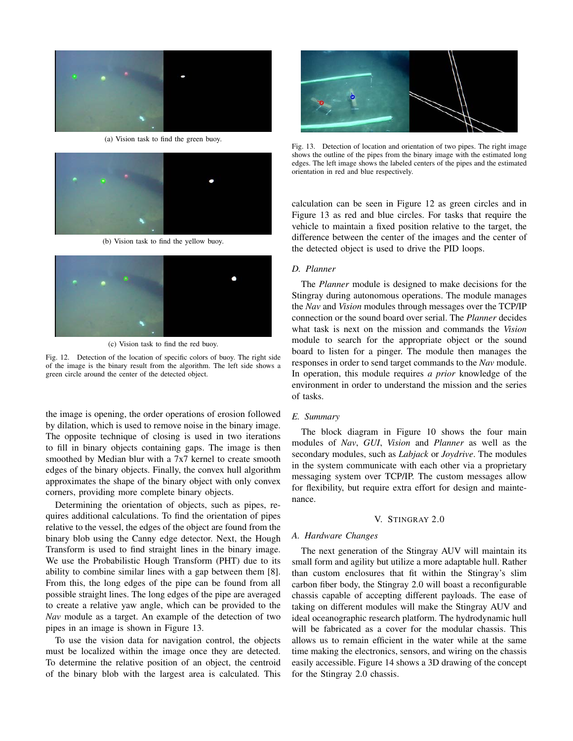(a) Vision task to find the green buoy.

(b) Vision task to find the yellow buoy.

(c) Vision task to find the red buoy.

Fig. 12. Detection of the location of specific colors of buoy. The right side of the image is the binary result from the algorithm. The left side shows a green circle around the center of the detected object.

the image is opening, the order operations of erosion followed by dilation, which is used to remove noise in the binary image. The opposite technique of closing is used in two iterations to fill in binary objects containing gaps. The image is then smoothed by Median blur with a 7x7 kernel to create smooth edges of the binary objects. Finally, the convex hull algorithm approximates the shape of the binary object with only convex corners, providing more complete binary objects.

Determining the orientation of objects, such as pipes, requires additional calculations. To find the orientation of pipes relative to the vessel, the edges of the object are found from the binary blob using the Canny edge detector. Next, the Hough Transform is used to find straight lines in the binary image. We use the Probabilistic Hough Transform (PHT) due to its ability to combine similar lines with a gap between them [8]. From this, the long edges of the pipe can be found from all possible straight lines. The long edges of the pipe are averaged to create a relative yaw angle, which can be provided to the *Nav* module as a target. An example of the detection of two pipes in an image is shown in Figure 13.

To use the vision data for navigation control, the objects must be localized within the image once they are detected. To determine the relative position of an object, the centroid of the binary blob with the largest area is calculated. This calculation can be seen in Figure 12 as green circles and in Figure 13 as red and blue circles. For tasks that require the vehicle to maintain a fixed position relative to the target, the difference between the center of the images and the center of the detected object is used to drive the PID loops.

Fig. 13. Detection of location and orientation of two pipes. The right image shows the outline of the pipes from the binary image with the estimated long edges. The left image shows the labeled centers of the pipes and the estimated orientation in red and blue respectively.

### D. Planner

The *Planner* module is designed to make decisions for the Stingray during autonomous operations. The module manages the *Nav* and *Vision* modules through messages over the TCP/IP connection or the sound board over serial. The *Planner* decides what task is next on the mission and commands the *Vision* module to search for the appropriate object or the sound board to listen for a pinger. The module then manages the responses in order to send target commands to the *Nav* module. In operation, this module requires *a prior* knowledge of the environment in order to understand the mission and the series of tasks.

### E. Summary

The block diagram in Figure 10 shows the four main modules of *Nav*, *GUI*, *Vision* and *Planner* as well as the secondary modules, such as *Labjack* or *Joydrive*. The modules in the system communicate with each other via a proprietary messaging system over TCP/IP. The custom messages allow for flexibility, but require extra effort for design and maintenance.

## V. Stingray 2.0

### A. Hardware Changes

The next generation of the Stingray AUV will maintain its small form and agility but utilize a more adaptable hull. Rather than custom enclosures that fit within the Stingray's slim carbon fiber body, the Stingray 2.0 will boast a reconfigurable chassis capable of accepting different payloads. The ease of taking on different modules will make the Stingray AUV and ideal oceanographic research platform. The hydrodynamic hull will be fabricated as a cover for the modular chassis. This allows us to remain efficient in the water while at the same time making the electronics, sensors, and wiring on the chassis easily accessible. Figure 14 shows a 3D drawing of the concept for the Stingray 2.0 chassis.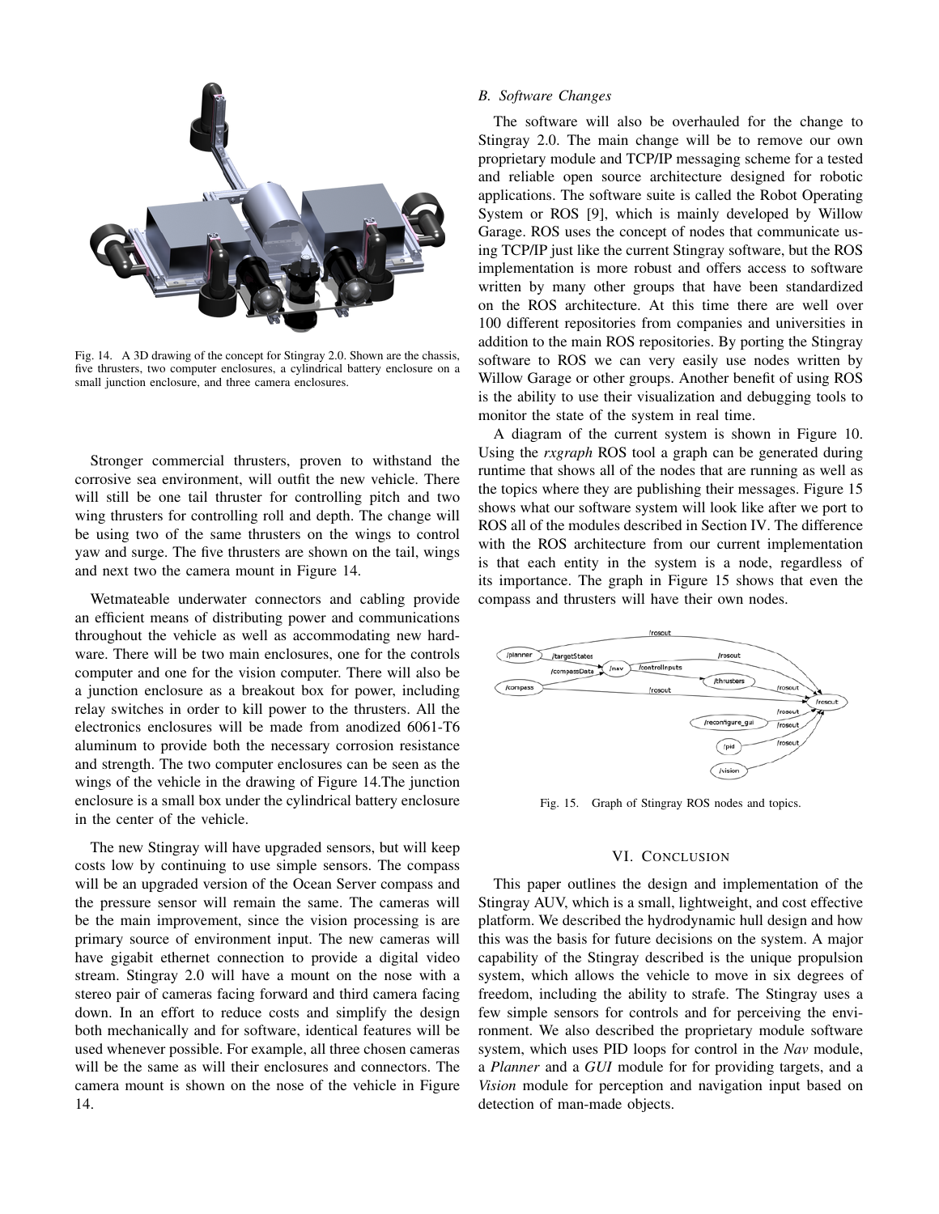Fig. 14. A 3D drawing of the concept for Stingray 2.0. Shown are the chassis, five thrusters, two computer enclosures, a cylindrical battery enclosure on a small junction enclosure, and three camera enclosures.

Stronger commercial thrusters, proven to withstand the corrosive sea environment, will outfit the new vehicle. There will still be one tail thruster for controlling pitch and two wing thrusters for controlling roll and depth. The change will be using two of the same thrusters on the wings to control yaw and surge. The five thrusters are shown on the tail, wings and next two the camera mount in Figure 14.

Wetmateable underwater connectors and cabling provide an efficient means of distributing power and communications throughout the vehicle as well as accommodating new hardware. There will be two main enclosures, one for the controls computer and one for the vision computer. There will also be a junction enclosure as a breakout box for power, including relay switches in order to kill power to the thrusters. All the electronics enclosures will be made from anodized 6061-T6 aluminum to provide both the necessary corrosion resistance and strength. The two computer enclosures can be seen as the wings of the vehicle in the drawing of Figure 14.The junction enclosure is a small box under the cylindrical battery enclosure in the center of the vehicle.

The new Stingray will have upgraded sensors, but will keep costs low by continuing to use simple sensors. The compass will be an upgraded version of the Ocean Server compass and the pressure sensor will remain the same. The cameras will be the main improvement, since the vision processing is are primary source of environment input. The new cameras will have gigabit ethernet connection to provide a digital video stream. Stingray 2.0 will have a mount on the nose with a stereo pair of cameras facing forward and third camera facing down. In an effort to reduce costs and simplify the design both mechanically and for software, identical features will be used whenever possible. For example, all three chosen cameras will be the same as will their enclosures and connectors. The camera mount is shown on the nose of the vehicle in Figure 14.

### *B. Software Changes*

The software will also be overhauled for the change to Stingray 2.0. The main change will be to remove our own proprietary module and TCP/IP messaging scheme for a tested and reliable open source architecture designed for robotic applications. The software suite is called the Robot Operating System or ROS [9], which is mainly developed by Willow Garage. ROS uses the concept of nodes that communicate using TCP/IP just like the current Stingray software, but the ROS implementation is more robust and offers access to software written by many other groups that have been standardized on the ROS architecture. At this time there are well over 100 different repositories from companies and universities in addition to the main ROS repositories. By porting the Stingray software to ROS we can very easily use nodes written by Willow Garage or other groups. Another benefit of using ROS is the ability to use their visualization and debugging tools to monitor the state of the system in real time.

A diagram of the current system is shown in Figure 10. Using the *rxgraph* ROS tool a graph can be generated during runtime that shows all of the nodes that are running as well as the topics where they are publishing their messages. Figure 15 shows what our software system will look like after we port to ROS all of the modules described in Section IV. The difference with the ROS architecture from our current implementation is that each entity in the system is a node, regardless of its importance. The graph in Figure 15 shows that even the compass and thrusters will have their own nodes.

/planner
/targetStates
/compassData
/nav
/controlInputs
/thrusters
/compass
/rosout
/reconfigure_gui
/pid
/vision

Fig. 15. Graph of Stingray ROS nodes and topics.

## VI. Conclusion

This paper outlines the design and implementation of the Stingray AUV, which is a small, lightweight, and cost effective platform. We described the hydrodynamic hull design and how this was the basis for future decisions on the system. A major capability of the Stingray described is the unique propulsion system, which allows the vehicle to move in six degrees of freedom, including the ability to strafe. The Stingray uses a few simple sensors for controls and for perceiving the environment. We also described the proprietary module software system, which uses PID loops for control in the *Nav* module, a *Planner* and a *GUI* module for for providing targets, and a *Vision* module for perception and navigation input based on detection of man-made objects.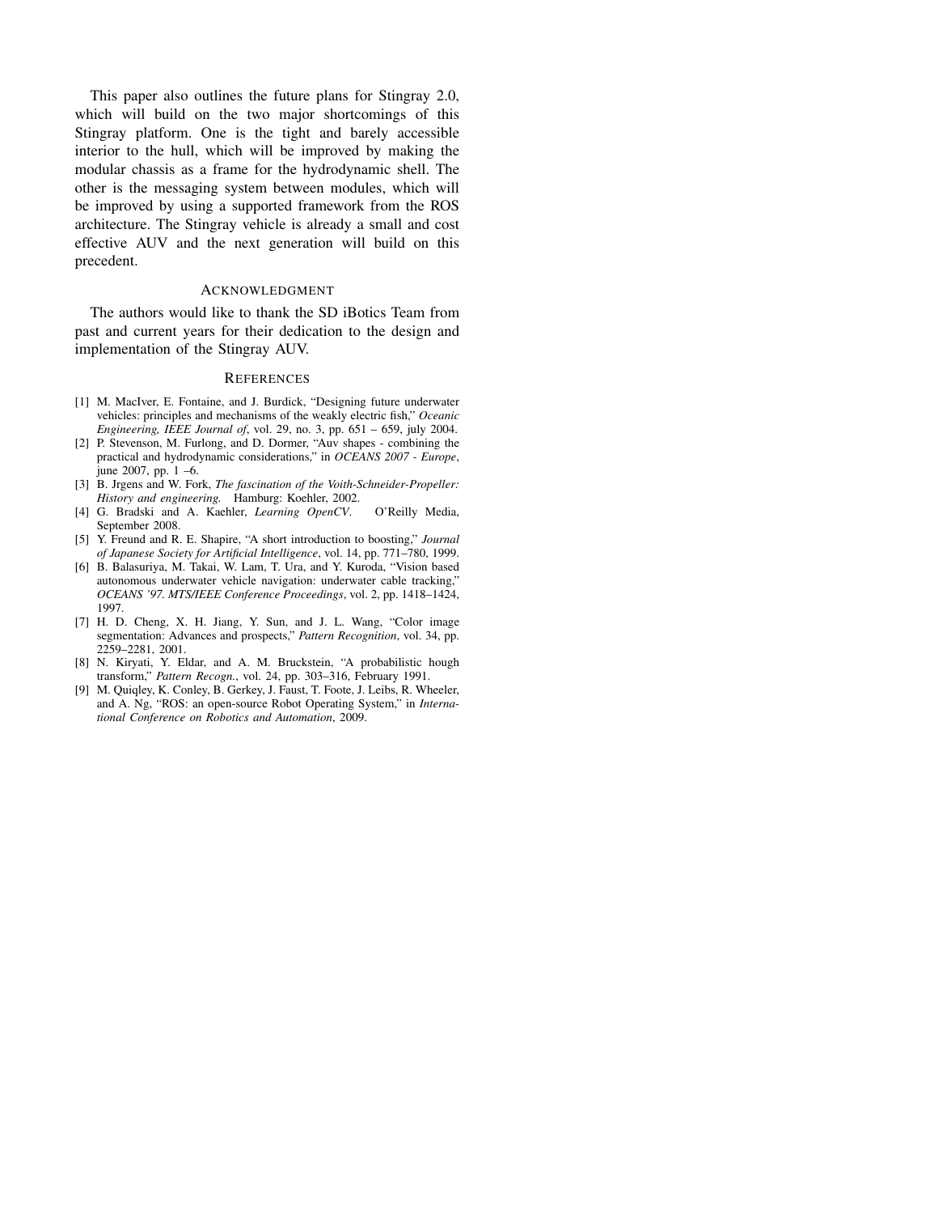This paper also outlines the future plans for Stingray 2.0, which will build on the two major shortcomings of this Stingray platform. One is the tight and barely accessible interior to the hull, which will be improved by making the modular chassis as a frame for the hydrodynamic shell. The other is the messaging system between modules, which will be improved by using a supported framework from the ROS architecture. The Stingray vehicle is already a small and cost effective AUV and the next generation will build on this precedent.

## ACKNOWLEDGMENT

The authors would like to thank the SD iBotics Team from past and current years for their dedication to the design and implementation of the Stingray AUV.

## REFERENCES

[1] M. MacIver, E. Fontaine, and J. Burdick, "Designing future underwater vehicles: principles and mechanisms of the weakly electric fish," *Oceanic Engineering, IEEE Journal of*, vol. 29, no. 3, pp. 651 – 659, july 2004.

[2] P. Stevenson, M. Furlong, and D. Dormer, "Auv shapes - combining the practical and hydrodynamic considerations," in *OCEANS 2007 - Europe*, june 2007, pp. 1 –6.

[3] B. Jrgens and W. Fork, *The fascination of the Voith-Schneider-Propeller: History and engineering.* Hamburg: Koehler, 2002.

[4] G. Bradski and A. Kaehler, *Learning OpenCV*. O'Reilly Media, September 2008.

[5] Y. Freund and R. E. Shapire, "A short introduction to boosting," *Journal of Japanese Society for Artificial Intelligence*, vol. 14, pp. 771–780, 1999.

[6] B. Balasuriya, M. Takai, W. Lam, T. Ura, and Y. Kuroda, "Vision based autonomous underwater vehicle navigation: underwater cable tracking," *OCEANS '97. MTS/IEEE Conference Proceedings*, vol. 2, pp. 1418–1424, 1997.

[7] H. D. Cheng, X. H. Jiang, Y. Sun, and J. L. Wang, "Color image segmentation: Advances and prospects," *Pattern Recognition*, vol. 34, pp. 2259–2281, 2001.

[8] N. Kiryati, Y. Eldar, and A. M. Bruckstein, "A probabilistic hough transform," *Pattern Recogn.*, vol. 24, pp. 303–316, February 1991.

[9] M. Quiqley, K. Conley, B. Gerkey, J. Faust, T. Foote, J. Leibs, R. Wheeler, and A. Ng, "ROS: an open-source Robot Operating System," in *International Conference on Robotics and Automation*, 2009.